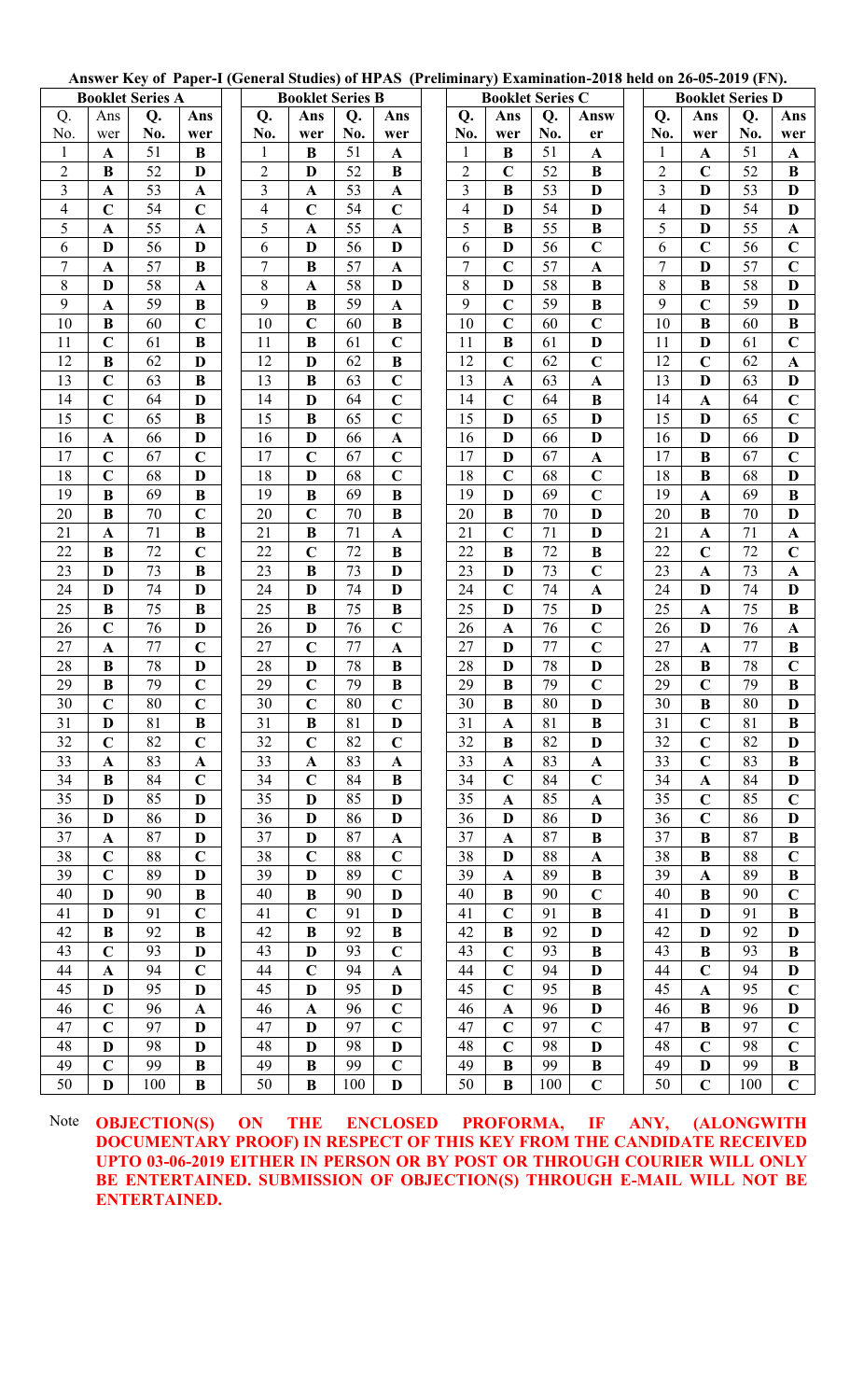**Answer Key of Paper-I (General Studies) of HPAS (Preliminary) Examination-2018 held on 26-05-2019 (FN).**

| Booklet Series A | | | | Booklet Series B | | | | Booklet Series C | | | | Booklet Series D | | | |
|---|---|---|---|---|---|---|---|---|---|---|---|---|---|---|---|
| Q. No. | Answer | Q. No. | Answer | Q. No. | Answer | Q. No. | Answer | Q. No. | Answer | Q. No. | Answer | Q. No. | Answer | Q. No. | Answer |
| 1 | A | 51 | B | 1 | B | 51 | A | 1 | B | 51 | A | 1 | A | 51 | A |
| 2 | B | 52 | D | 2 | D | 52 | B | 2 | C | 52 | B | 2 | C | 52 | B |
| 3 | A | 53 | A | 3 | A | 53 | A | 3 | B | 53 | D | 3 | D | 53 | D |
| 4 | C | 54 | C | 4 | C | 54 | C | 4 | D | 54 | D | 4 | D | 54 | D |
| 5 | A | 55 | A | 5 | A | 55 | A | 5 | B | 55 | B | 5 | D | 55 | A |
| 6 | D | 56 | D | 6 | D | 56 | D | 6 | D | 56 | C | 6 | C | 56 | C |
| 7 | A | 57 | B | 7 | B | 57 | A | 7 | C | 57 | A | 7 | D | 57 | C |
| 8 | D | 58 | A | 8 | A | 58 | D | 8 | D | 58 | B | 8 | B | 58 | D |
| 9 | A | 59 | B | 9 | B | 59 | A | 9 | C | 59 | B | 9 | C | 59 | D |
| 10 | B | 60 | C | 10 | C | 60 | B | 10 | C | 60 | C | 10 | B | 60 | B |
| 11 | C | 61 | B | 11 | B | 61 | C | 11 | B | 61 | D | 11 | D | 61 | C |
| 12 | B | 62 | D | 12 | D | 62 | B | 12 | C | 62 | C | 12 | C | 62 | A |
| 13 | C | 63 | B | 13 | B | 63 | C | 13 | A | 63 | A | 13 | D | 63 | D |
| 14 | C | 64 | D | 14 | D | 64 | C | 14 | C | 64 | B | 14 | A | 64 | C |
| 15 | C | 65 | B | 15 | B | 65 | C | 15 | D | 65 | D | 15 | D | 65 | C |
| 16 | A | 66 | D | 16 | D | 66 | A | 16 | D | 66 | D | 16 | D | 66 | D |
| 17 | C | 67 | C | 17 | C | 67 | C | 17 | D | 67 | A | 17 | B | 67 | C |
| 18 | C | 68 | D | 18 | D | 68 | C | 18 | C | 68 | C | 18 | B | 68 | D |
| 19 | B | 69 | B | 19 | B | 69 | B | 19 | D | 69 | C | 19 | A | 69 | B |
| 20 | B | 70 | C | 20 | C | 70 | B | 20 | B | 70 | D | 20 | B | 70 | D |
| 21 | A | 71 | B | 21 | B | 71 | A | 21 | C | 71 | D | 21 | A | 71 | A |
| 22 | B | 72 | C | 22 | C | 72 | B | 22 | B | 72 | B | 22 | C | 72 | C |
| 23 | D | 73 | B | 23 | B | 73 | D | 23 | D | 73 | C | 23 | A | 73 | A |
| 24 | D | 74 | D | 24 | D | 74 | D | 24 | C | 74 | A | 24 | D | 74 | D |
| 25 | B | 75 | B | 25 | B | 75 | B | 25 | D | 75 | D | 25 | A | 75 | B |
| 26 | C | 76 | D | 26 | D | 76 | C | 26 | A | 76 | C | 26 | D | 76 | A |
| 27 | A | 77 | C | 27 | C | 77 | A | 27 | D | 77 | C | 27 | A | 77 | B |
| 28 | B | 78 | D | 28 | D | 78 | B | 28 | D | 78 | D | 28 | B | 78 | C |
| 29 | B | 79 | C | 29 | C | 79 | B | 29 | B | 79 | C | 29 | C | 79 | B |
| 30 | C | 80 | C | 30 | C | 80 | C | 30 | B | 80 | D | 30 | B | 80 | D |
| 31 | D | 81 | B | 31 | B | 81 | D | 31 | A | 81 | B | 31 | C | 81 | B |
| 32 | C | 82 | C | 32 | C | 82 | C | 32 | B | 82 | D | 32 | C | 82 | D |
| 33 | A | 83 | A | 33 | A | 83 | A | 33 | A | 83 | A | 33 | C | 83 | B |
| 34 | B | 84 | C | 34 | C | 84 | B | 34 | C | 84 | C | 34 | A | 84 | D |
| 35 | D | 85 | D | 35 | D | 85 | D | 35 | A | 85 | A | 35 | C | 85 | C |
| 36 | D | 86 | D | 36 | D | 86 | D | 36 | D | 86 | D | 36 | C | 86 | D |
| 37 | A | 87 | D | 37 | D | 87 | A | 37 | A | 87 | B | 37 | B | 87 | B |
| 38 | C | 88 | C | 38 | C | 88 | C | 38 | D | 88 | A | 38 | B | 88 | C |
| 39 | C | 89 | D | 39 | D | 89 | C | 39 | A | 89 | B | 39 | A | 89 | B |
| 40 | D | 90 | B | 40 | B | 90 | D | 40 | B | 90 | C | 40 | B | 90 | C |
| 41 | D | 91 | C | 41 | C | 91 | D | 41 | C | 91 | B | 41 | D | 91 | B |
| 42 | B | 92 | B | 42 | B | 92 | B | 42 | B | 92 | D | 42 | D | 92 | D |
| 43 | C | 93 | D | 43 | D | 93 | C | 43 | C | 93 | B | 43 | B | 93 | B |
| 44 | A | 94 | C | 44 | C | 94 | A | 44 | C | 94 | D | 44 | C | 94 | D |
| 45 | D | 95 | D | 45 | D | 95 | D | 45 | C | 95 | B | 45 | A | 95 | C |
| 46 | C | 96 | A | 46 | A | 96 | C | 46 | A | 96 | D | 46 | B | 96 | D |
| 47 | C | 97 | D | 47 | D | 97 | C | 47 | C | 97 | C | 47 | B | 97 | C |
| 48 | D | 98 | D | 48 | D | 98 | D | 48 | C | 98 | D | 48 | C | 98 | C |
| 49 | C | 99 | B | 49 | B | 99 | C | 49 | B | 99 | B | 49 | D | 99 | B |
| 50 | D | 100 | B | 50 | B | 100 | D | 50 | B | 100 | C | 50 | C | 100 | C |

Note **OBJECTION(S) ON THE ENCLOSED PROFORMA, IF ANY, (ALONGWITH DOCUMENTARY PROOF) IN RESPECT OF THIS KEY FROM THE CANDIDATE RECEIVED UPTO 03-06-2019 EITHER IN PERSON OR BY POST OR THROUGH COURIER WILL ONLY BE ENTERTAINED. SUBMISSION OF OBJECTION(S) THROUGH E-MAIL WILL NOT BE ENTERTAINED.**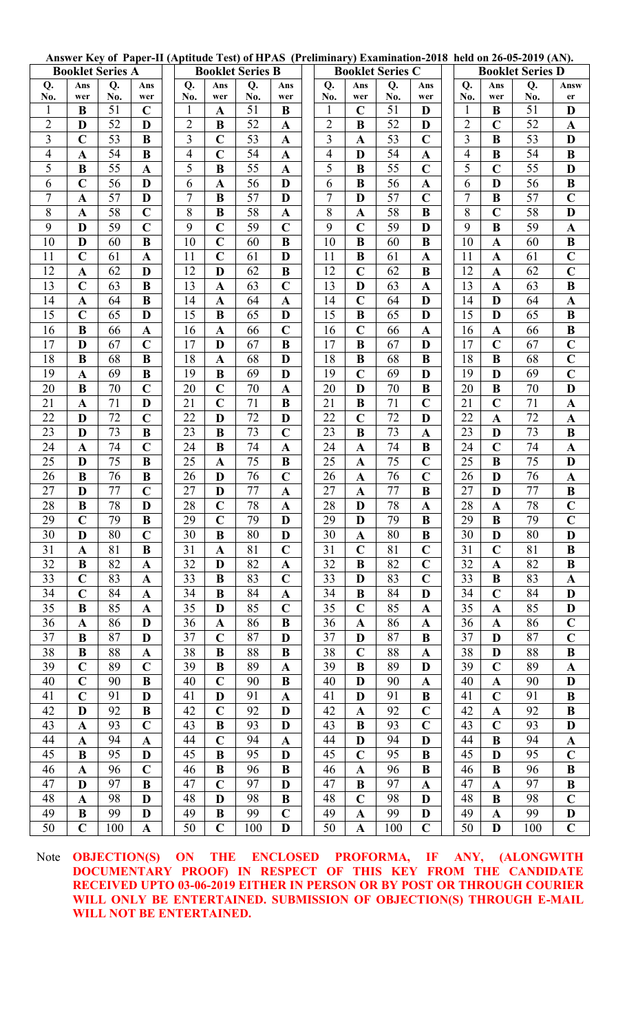**Answer Key of Paper-II (Aptitude Test) of HPAS (Preliminary) Examination-2018 held on 26-05-2019 (AN).**

| Booklet Series A | | | | Booklet Series B | | | | Booklet Series C | | | | Booklet Series D | | | |
|---|---|---|---|---|---|---|---|---|---|---|---|---|---|---|---|
| Q. No. | Answer | Q. No. | Answer | Q. No. | Answer | Q. No. | Answer | Q. No. | Answer | Q. No. | Answer | Q. No. | Answer | Q. No. | Answer |
| 1 | B | 51 | C | 1 | A | 51 | B | 1 | C | 51 | D | 1 | B | 51 | D |
| 2 | D | 52 | D | 2 | B | 52 | A | 2 | B | 52 | D | 2 | C | 52 | A |
| 3 | C | 53 | B | 3 | C | 53 | A | 3 | A | 53 | C | 3 | B | 53 | D |
| 4 | A | 54 | B | 4 | C | 54 | A | 4 | D | 54 | A | 4 | B | 54 | B |
| 5 | B | 55 | A | 5 | B | 55 | A | 5 | B | 55 | C | 5 | C | 55 | D |
| 6 | C | 56 | D | 6 | A | 56 | D | 6 | B | 56 | A | 6 | D | 56 | B |
| 7 | A | 57 | D | 7 | B | 57 | D | 7 | D | 57 | C | 7 | B | 57 | C |
| 8 | A | 58 | C | 8 | B | 58 | A | 8 | A | 58 | B | 8 | C | 58 | D |
| 9 | D | 59 | C | 9 | C | 59 | C | 9 | C | 59 | D | 9 | B | 59 | A |
| 10 | D | 60 | B | 10 | C | 60 | B | 10 | B | 60 | B | 10 | A | 60 | B |
| 11 | C | 61 | A | 11 | C | 61 | D | 11 | B | 61 | A | 11 | A | 61 | C |
| 12 | A | 62 | D | 12 | D | 62 | B | 12 | C | 62 | B | 12 | A | 62 | C |
| 13 | C | 63 | B | 13 | A | 63 | C | 13 | D | 63 | A | 13 | A | 63 | B |
| 14 | A | 64 | B | 14 | A | 64 | A | 14 | C | 64 | D | 14 | D | 64 | A |
| 15 | C | 65 | D | 15 | B | 65 | D | 15 | B | 65 | D | 15 | D | 65 | B |
| 16 | B | 66 | A | 16 | A | 66 | C | 16 | C | 66 | A | 16 | A | 66 | B |
| 17 | D | 67 | C | 17 | D | 67 | B | 17 | B | 67 | D | 17 | C | 67 | C |
| 18 | B | 68 | B | 18 | A | 68 | D | 18 | B | 68 | B | 18 | B | 68 | C |
| 19 | A | 69 | B | 19 | B | 69 | D | 19 | C | 69 | D | 19 | D | 69 | C |
| 20 | B | 70 | C | 20 | C | 70 | A | 20 | D | 70 | B | 20 | B | 70 | D |
| 21 | A | 71 | D | 21 | C | 71 | B | 21 | B | 71 | C | 21 | C | 71 | A |
| 22 | D | 72 | C | 22 | D | 72 | D | 22 | C | 72 | D | 22 | A | 72 | A |
| 23 | D | 73 | B | 23 | B | 73 | C | 23 | B | 73 | A | 23 | D | 73 | B |
| 24 | A | 74 | C | 24 | B | 74 | A | 24 | A | 74 | B | 24 | C | 74 | A |
| 25 | D | 75 | B | 25 | A | 75 | B | 25 | A | 75 | C | 25 | B | 75 | D |
| 26 | B | 76 | B | 26 | D | 76 | C | 26 | A | 76 | C | 26 | D | 76 | A |
| 27 | D | 77 | C | 27 | D | 77 | A | 27 | A | 77 | B | 27 | D | 77 | B |
| 28 | B | 78 | D | 28 | C | 78 | A | 28 | D | 78 | A | 28 | A | 78 | C |
| 29 | C | 79 | B | 29 | C | 79 | D | 29 | D | 79 | B | 29 | B | 79 | C |
| 30 | D | 80 | C | 30 | B | 80 | D | 30 | A | 80 | B | 30 | D | 80 | D |
| 31 | A | 81 | B | 31 | A | 81 | C | 31 | C | 81 | C | 31 | C | 81 | B |
| 32 | B | 82 | A | 32 | D | 82 | A | 32 | B | 82 | C | 32 | A | 82 | B |
| 33 | C | 83 | A | 33 | B | 83 | C | 33 | D | 83 | C | 33 | B | 83 | A |
| 34 | C | 84 | A | 34 | B | 84 | A | 34 | B | 84 | D | 34 | C | 84 | D |
| 35 | B | 85 | A | 35 | D | 85 | C | 35 | C | 85 | A | 35 | A | 85 | D |
| 36 | A | 86 | D | 36 | A | 86 | B | 36 | A | 86 | A | 36 | A | 86 | C |
| 37 | B | 87 | D | 37 | C | 87 | D | 37 | D | 87 | B | 37 | D | 87 | C |
| 38 | B | 88 | A | 38 | B | 88 | B | 38 | C | 88 | A | 38 | D | 88 | B |
| 39 | C | 89 | C | 39 | B | 89 | A | 39 | B | 89 | D | 39 | C | 89 | A |
| 40 | C | 90 | B | 40 | C | 90 | B | 40 | D | 90 | A | 40 | A | 90 | D |
| 41 | C | 91 | D | 41 | D | 91 | A | 41 | D | 91 | B | 41 | C | 91 | B |
| 42 | D | 92 | B | 42 | C | 92 | D | 42 | A | 92 | C | 42 | A | 92 | B |
| 43 | A | 93 | C | 43 | B | 93 | D | 43 | B | 93 | C | 43 | C | 93 | D |
| 44 | A | 94 | A | 44 | C | 94 | A | 44 | D | 94 | D | 44 | B | 94 | A |
| 45 | B | 95 | D | 45 | B | 95 | D | 45 | C | 95 | B | 45 | D | 95 | C |
| 46 | A | 96 | C | 46 | B | 96 | B | 46 | A | 96 | B | 46 | B | 96 | B |
| 47 | D | 97 | B | 47 | C | 97 | D | 47 | B | 97 | A | 47 | A | 97 | B |
| 48 | A | 98 | D | 48 | D | 98 | B | 48 | C | 98 | D | 48 | B | 98 | C |
| 49 | B | 99 | D | 49 | B | 99 | C | 49 | A | 99 | D | 49 | A | 99 | D |
| 50 | C | 100 | A | 50 | C | 100 | D | 50 | A | 100 | C | 50 | D | 100 | C |

Note **OBJECTION(S) ON THE ENCLOSED PROFORMA, IF ANY, (ALONGWITH DOCUMENTARY PROOF) IN RESPECT OF THIS KEY FROM THE CANDIDATE RECEIVED UPTO 03-06-2019 EITHER IN PERSON OR BY POST OR THROUGH COURIER WILL ONLY BE ENTERTAINED. SUBMISSION OF OBJECTION(S) THROUGH E-MAIL WILL NOT BE ENTERTAINED.**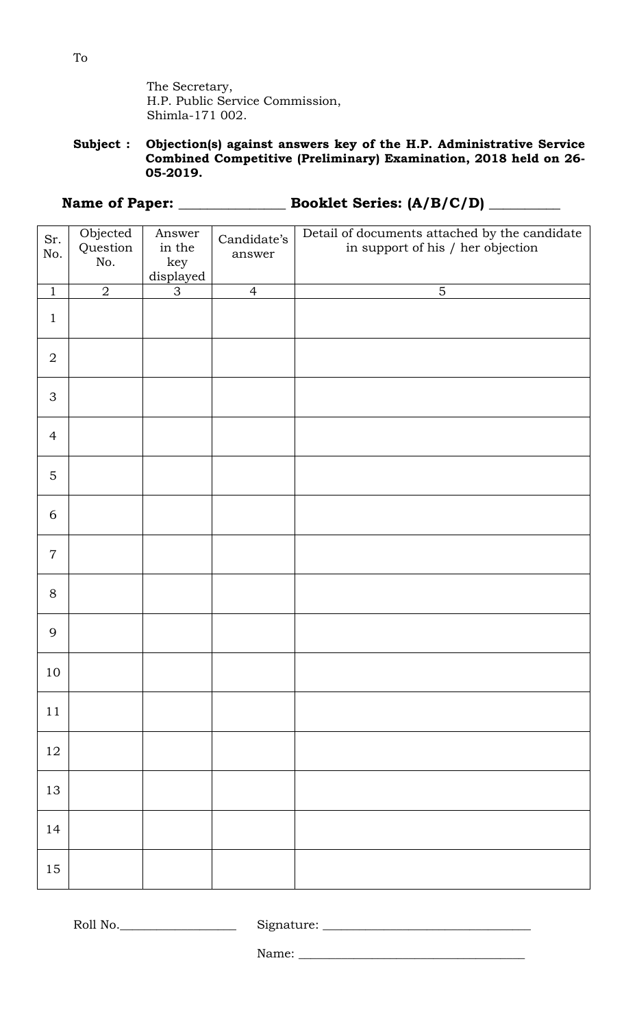To

The Secretary,
H.P. Public Service Commission,
Shimla-171 002.

**Subject : Objection(s) against answers key of the H.P. Administrative Service Combined Competitive (Preliminary) Examination, 2018 held on 26-05-2019.**

**Name of Paper: _______________ Booklet Series: (A/B/C/D) __________**

| Sr. No. | Objected Question No. | Answer in the key displayed | Candidate's answer | Detail of documents attached by the candidate in support of his / her objection |
|---|---|---|---|---|
| 1 | 2 | 3 | 4 | 5 |
| 1 | | | | |
| 2 | | | | |
| 3 | | | | |
| 4 | | | | |
| 5 | | | | |
| 6 | | | | |
| 7 | | | | |
| 8 | | | | |
| 9 | | | | |
| 10 | | | | |
| 11 | | | | |
| 12 | | | | |
| 13 | | | | |
| 14 | | | | |
| 15 | | | | |

Roll No.___________________ Signature: _________________________________

Name: _____________________________________